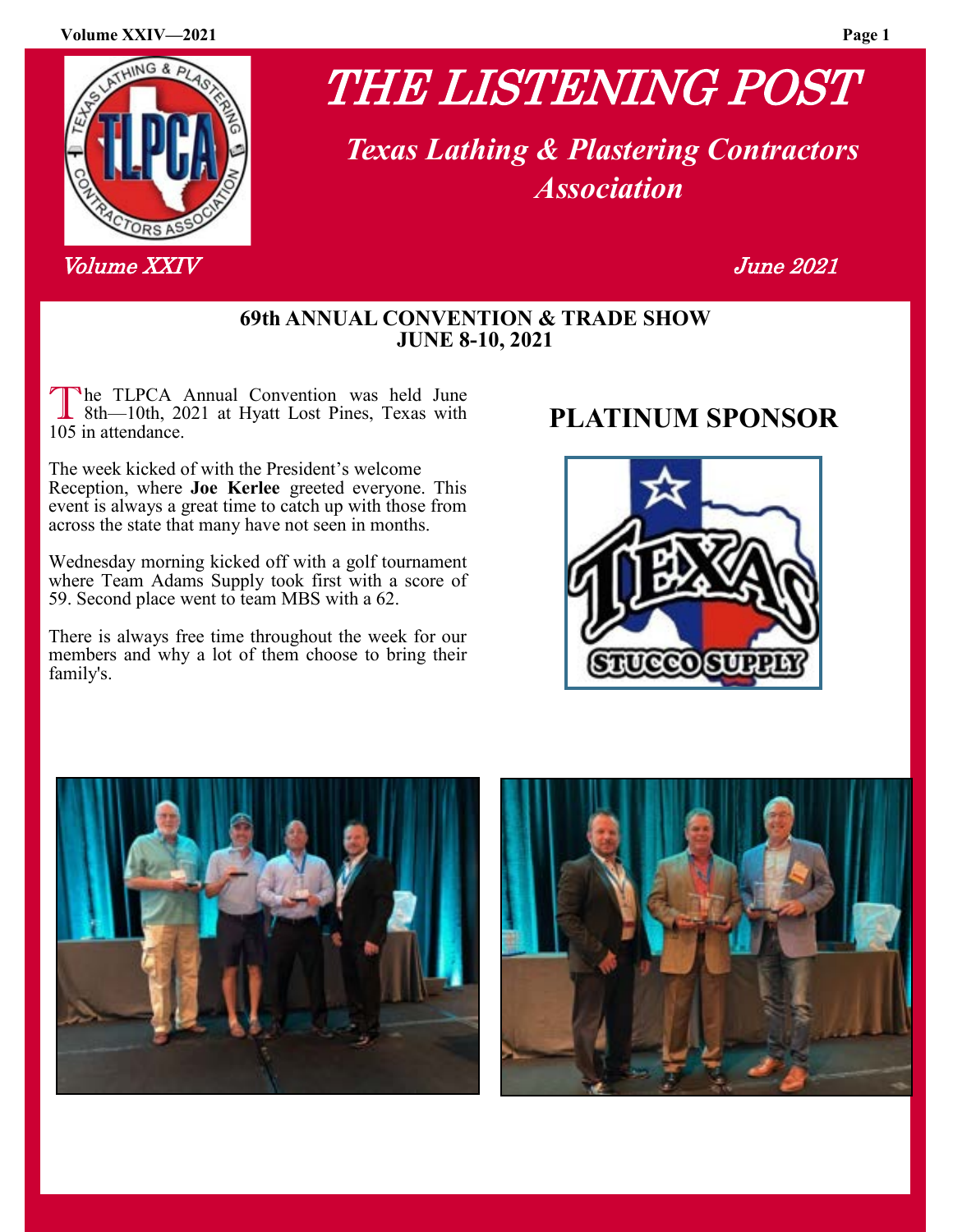# THE LISTENING POST

## *Texas Lathing & Plastering Contractors Association*

*Volume XXIV* *June 2021*

### 69th ANNUAL CONVENTION & TRADE SHOW
### JUNE 8-10, 2021

The TLPCA Annual Convention was held June 8th—10th, 2021 at Hyatt Lost Pines, Texas with 105 in attendance.

The week kicked of with the President's welcome Reception, where **Joe Kerlee** greeted everyone. This event is always a great time to catch up with those from across the state that many have not seen in months.

Wednesday morning kicked off with a golf tournament where Team Adams Supply took first with a score of 59. Second place went to team MBS with a 62.

There is always free time throughout the week for our members and why a lot of them choose to bring their family's.

## PLATINUM SPONSOR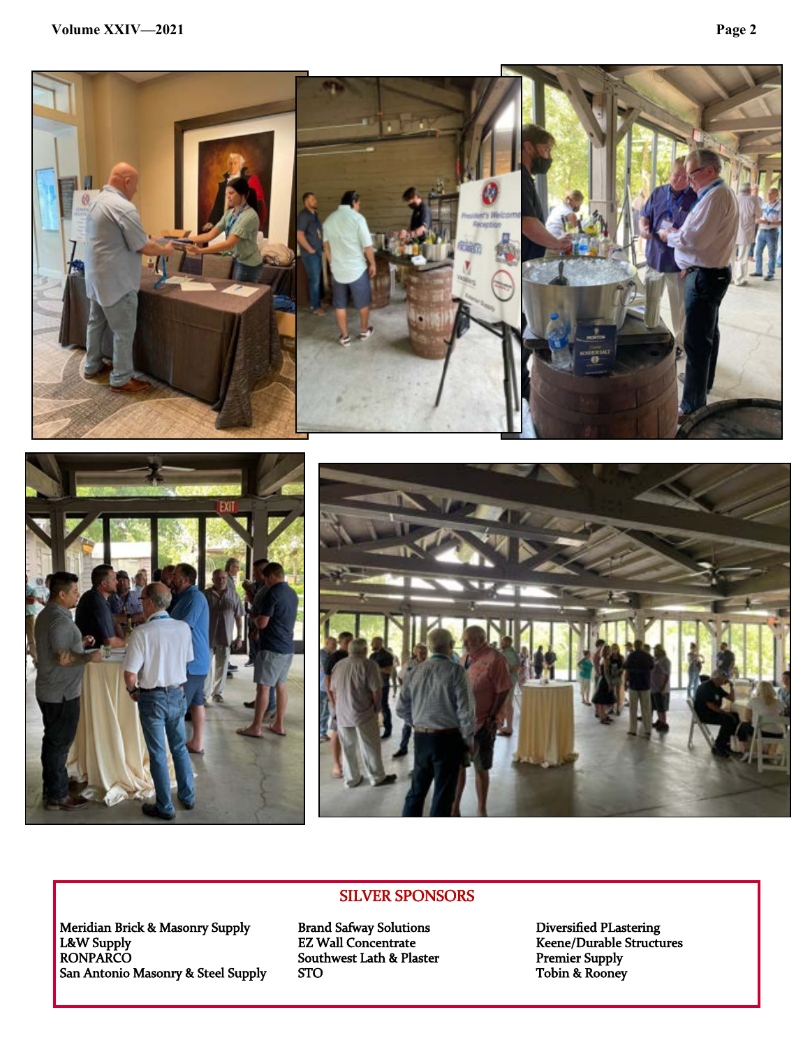## SILVER SPONSORS

Meridian Brick & Masonry Supply
L&W Supply
RONPARCO
San Antonio Masonry & Steel Supply

Brand Safway Solutions
EZ Wall Concentrate
Southwest Lath & Plaster
STO

Diversified PLastering
Keene/Durable Structures
Premier Supply
Tobin & Rooney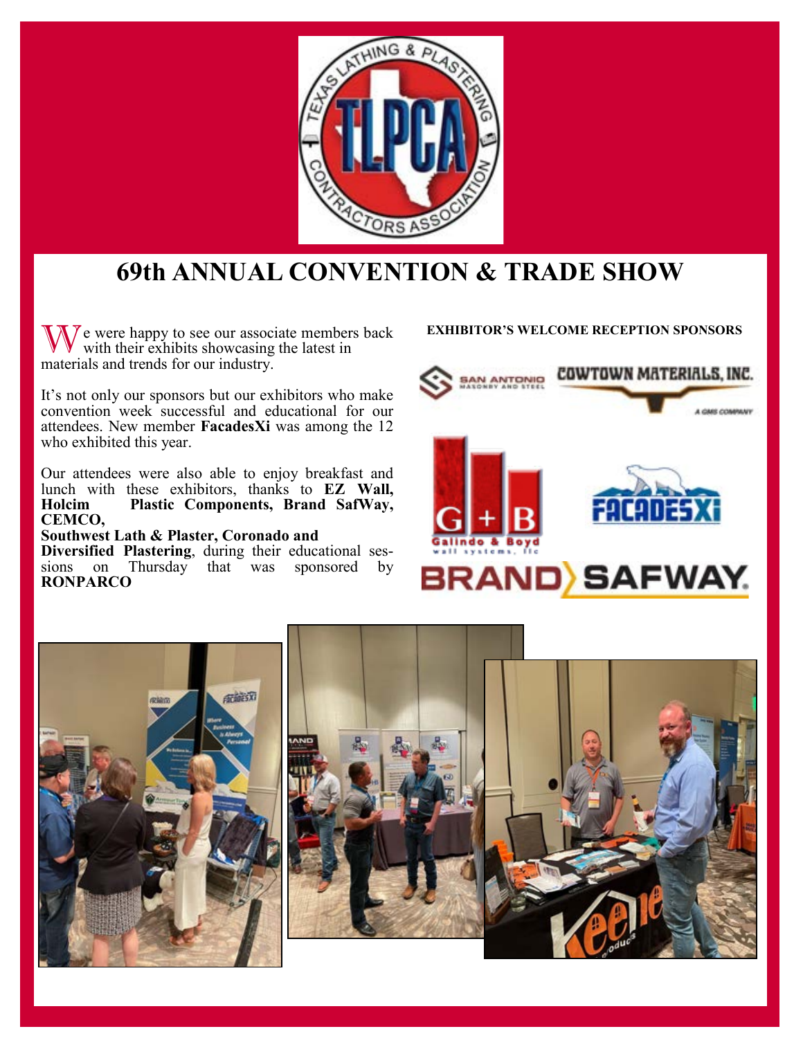# 69th ANNUAL CONVENTION & TRADE SHOW

We were happy to see our associate members back with their exhibits showcasing the latest in materials and trends for our industry.

It's not only our sponsors but our exhibitors who make convention week successful and educational for our attendees. New member **FacadesXi** was among the 12 who exhibited this year.

Our attendees were also able to enjoy breakfast and lunch with these exhibitors, thanks to **EZ Wall, Holcim Plastic Components, Brand SafWay, CEMCO, Southwest Lath & Plaster, Coronado and Diversified Plastering**, during their educational sessions on Thursday that was sponsored by **RONPARCO**

**EXHIBITOR'S WELCOME RECEPTION SPONSORS**

San Antonio Masonry and Steel

Cowtown Materials, Inc. — A GMS Company

G + B Galindo & Boyd wall systems, llc

FacadesXi

Brand Safway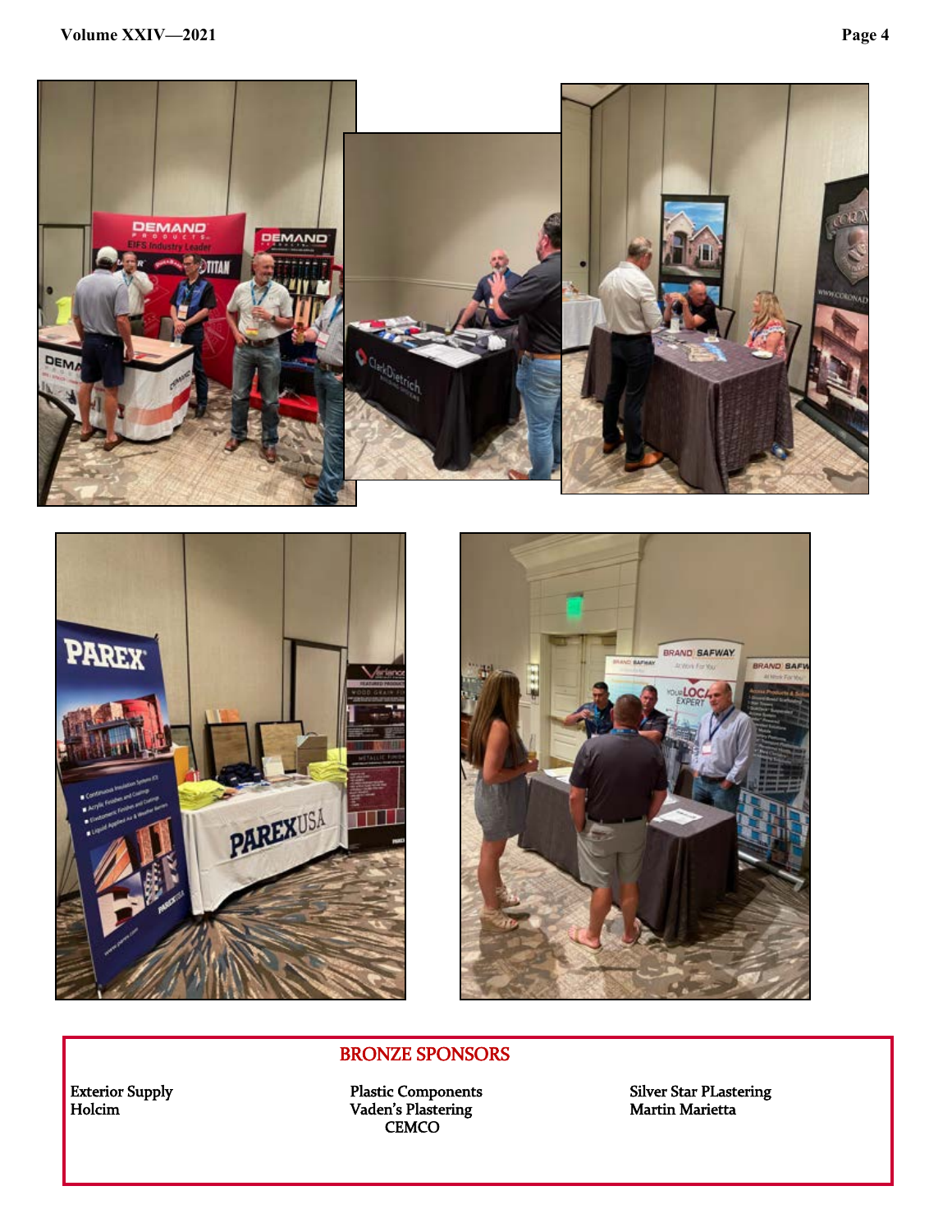## BRONZE SPONSORS

Exterior Supply
Holcim

Plastic Components
Vaden's Plastering
CEMCO

Silver Star PLastering
Martin Marietta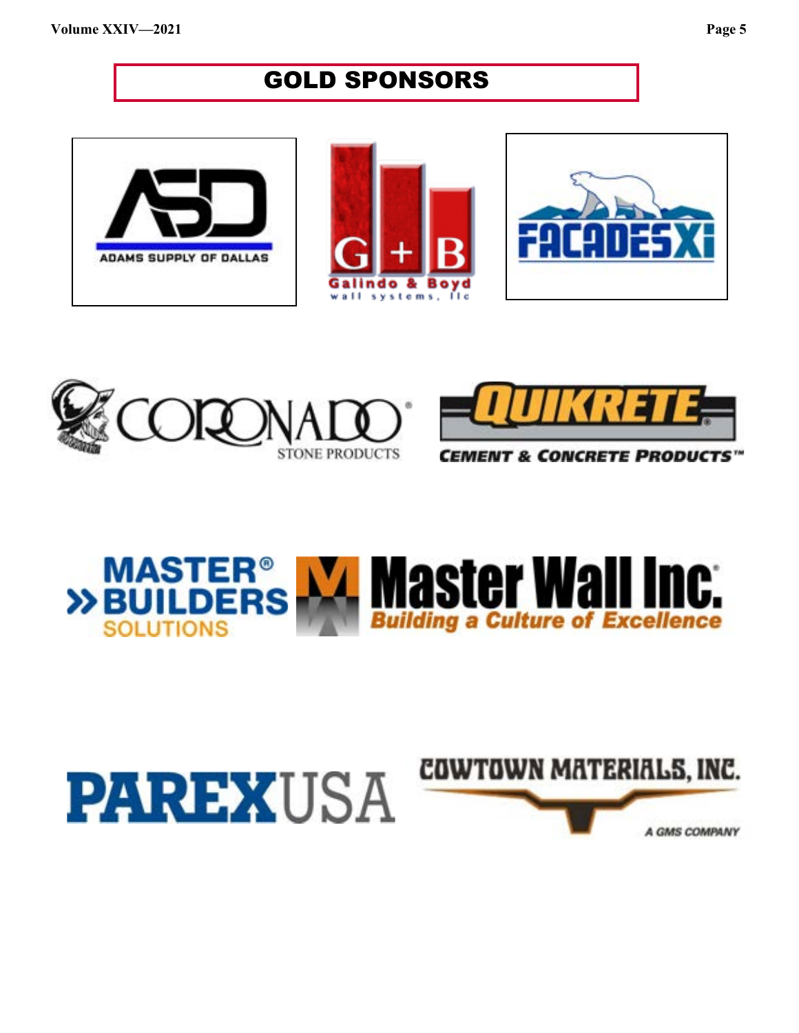# GOLD SPONSORS

ADAMS SUPPLY OF DALLAS

Galindo & Boyd wall systems, llc

FACADES XI

CORONADO STONE PRODUCTS

QUIKRETE CEMENT & CONCRETE PRODUCTS™

MASTER® BUILDERS SOLUTIONS

Master Wall Inc. *Building a Culture of Excellence*

PAREXUSA

COWTOWN MATERIALS, INC. A GMS COMPANY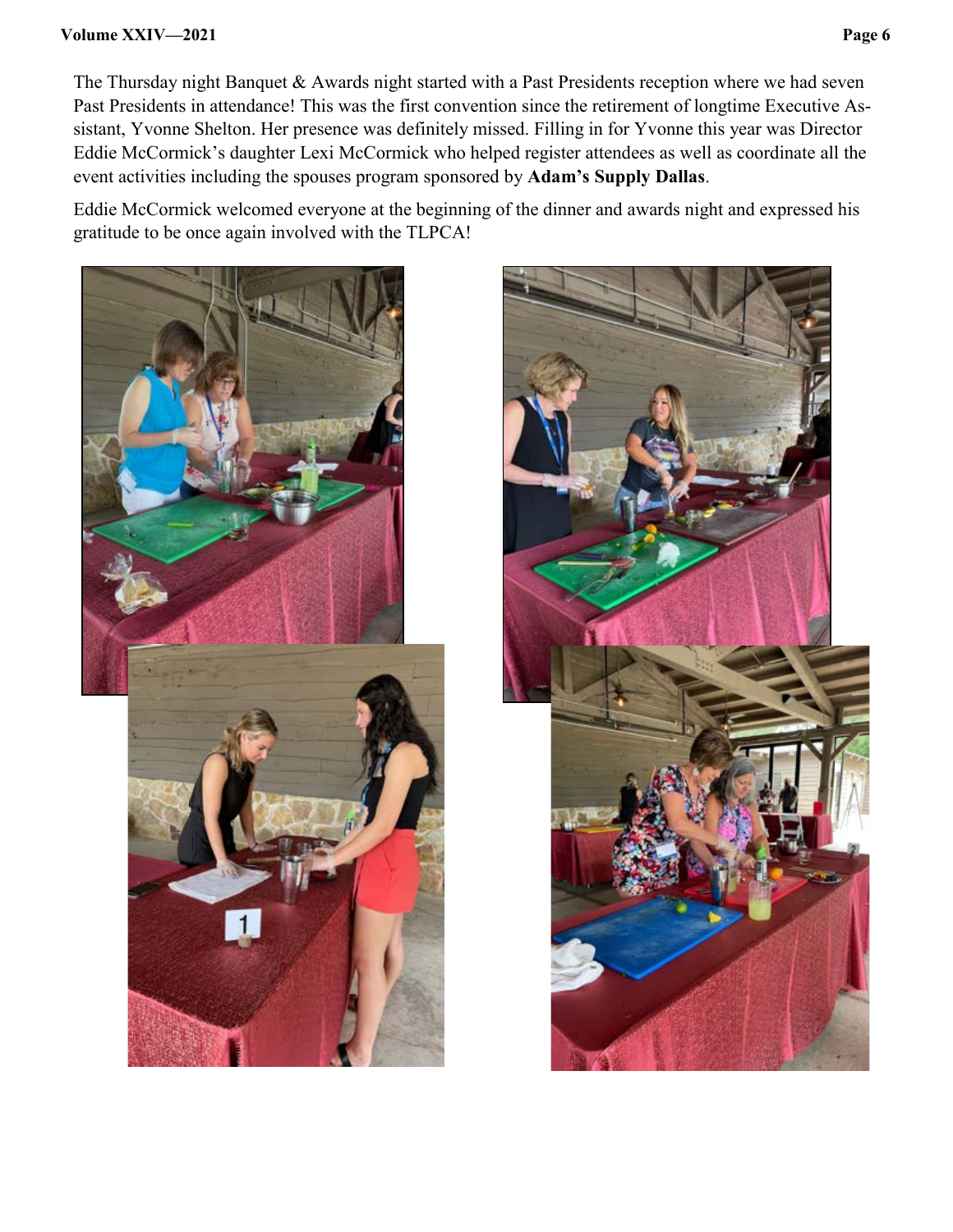The Thursday night Banquet & Awards night started with a Past Presidents reception where we had seven Past Presidents in attendance! This was the first convention since the retirement of longtime Executive Assistant, Yvonne Shelton. Her presence was definitely missed. Filling in for Yvonne this year was Director Eddie McCormick's daughter Lexi McCormick who helped register attendees as well as coordinate all the event activities including the spouses program sponsored by **Adam's Supply Dallas**.

Eddie McCormick welcomed everyone at the beginning of the dinner and awards night and expressed his gratitude to be once again involved with the TLPCA!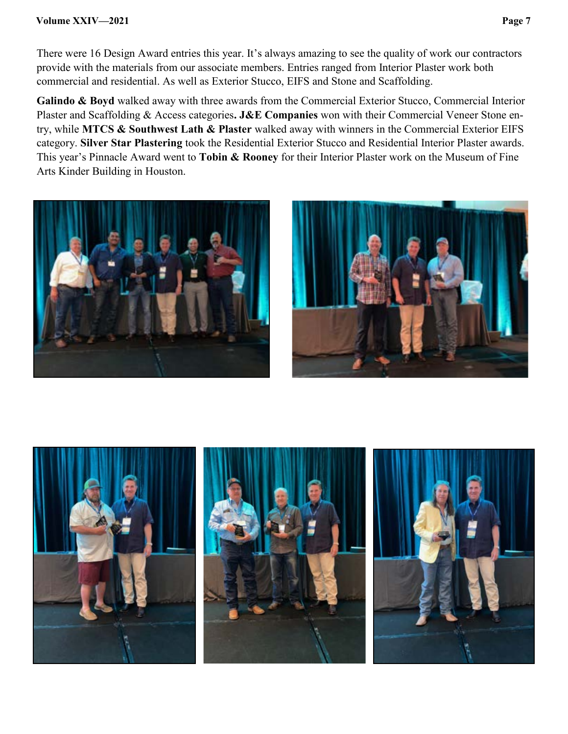There were 16 Design Award entries this year. It's always amazing to see the quality of work our contractors provide with the materials from our associate members. Entries ranged from Interior Plaster work both commercial and residential. As well as Exterior Stucco, EIFS and Stone and Scaffolding.

**Galindo & Boyd** walked away with three awards from the Commercial Exterior Stucco, Commercial Interior Plaster and Scaffolding & Access categories**. J&E Companies** won with their Commercial Veneer Stone entry, while **MTCS & Southwest Lath & Plaster** walked away with winners in the Commercial Exterior EIFS category. **Silver Star Plastering** took the Residential Exterior Stucco and Residential Interior Plaster awards. This year's Pinnacle Award went to **Tobin & Rooney** for their Interior Plaster work on the Museum of Fine Arts Kinder Building in Houston.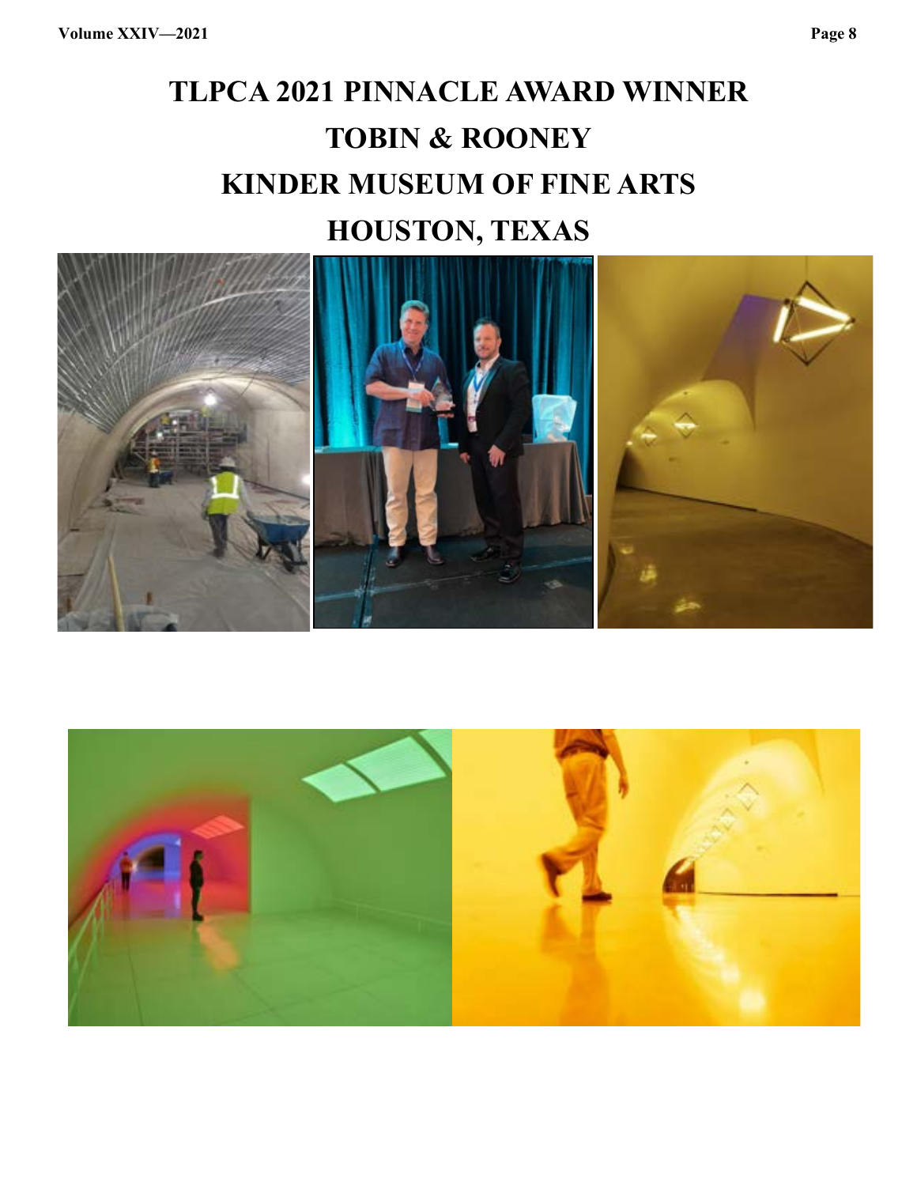# TLPCA 2021 PINNACLE AWARD WINNER

# TOBIN & ROONEY

# KINDER MUSEUM OF FINE ARTS

# HOUSTON, TEXAS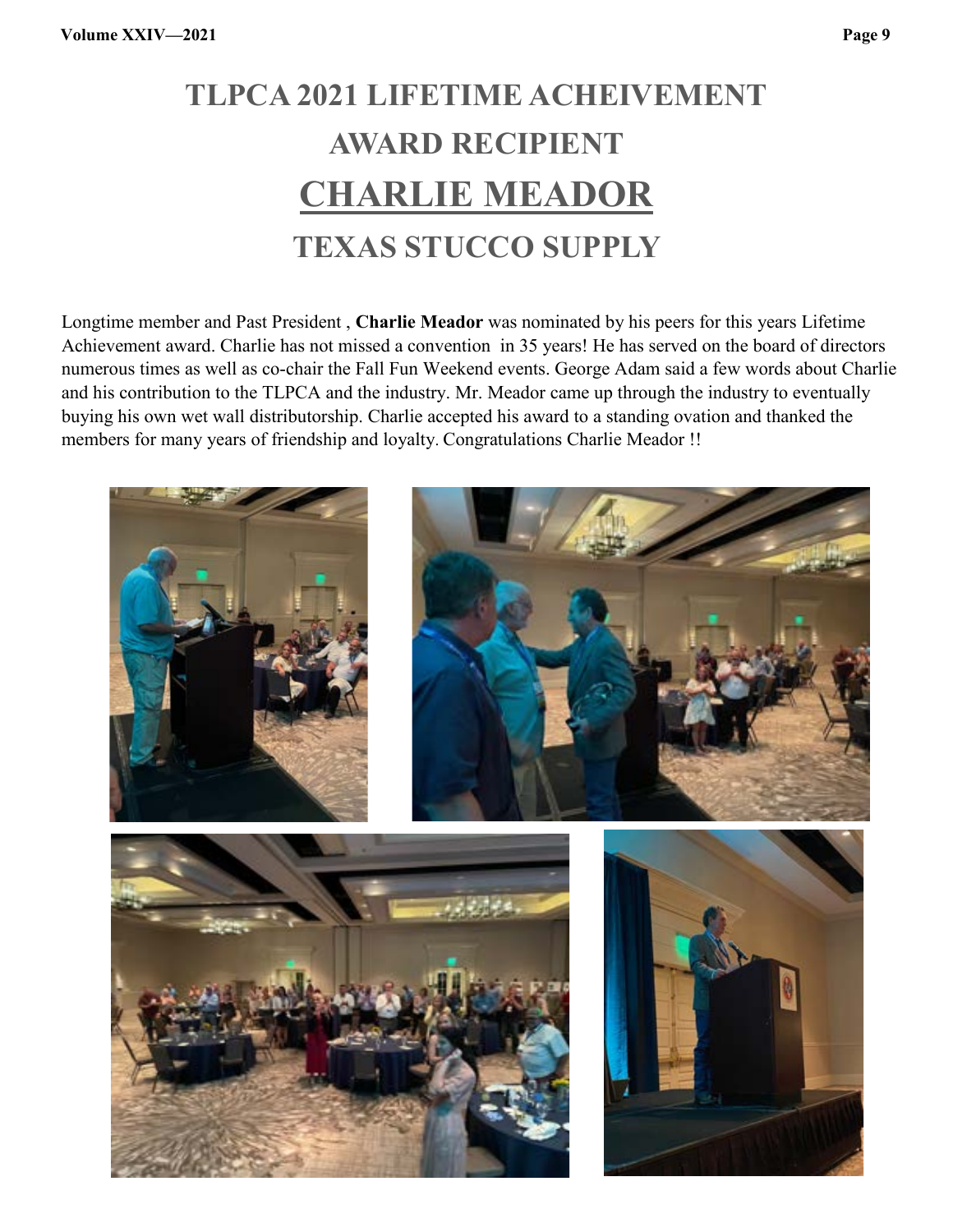# TLPCA 2021 LIFETIME ACHEIVEMENT AWARD RECIPIENT

# CHARLIE MEADOR

## TEXAS STUCCO SUPPLY

Longtime member and Past President , **Charlie Meador** was nominated by his peers for this years Lifetime Achievement award. Charlie has not missed a convention in 35 years! He has served on the board of directors numerous times as well as co-chair the Fall Fun Weekend events. George Adam said a few words about Charlie and his contribution to the TLPCA and the industry. Mr. Meador came up through the industry to eventually buying his own wet wall distributorship. Charlie accepted his award to a standing ovation and thanked the members for many years of friendship and loyalty. Congratulations Charlie Meador !!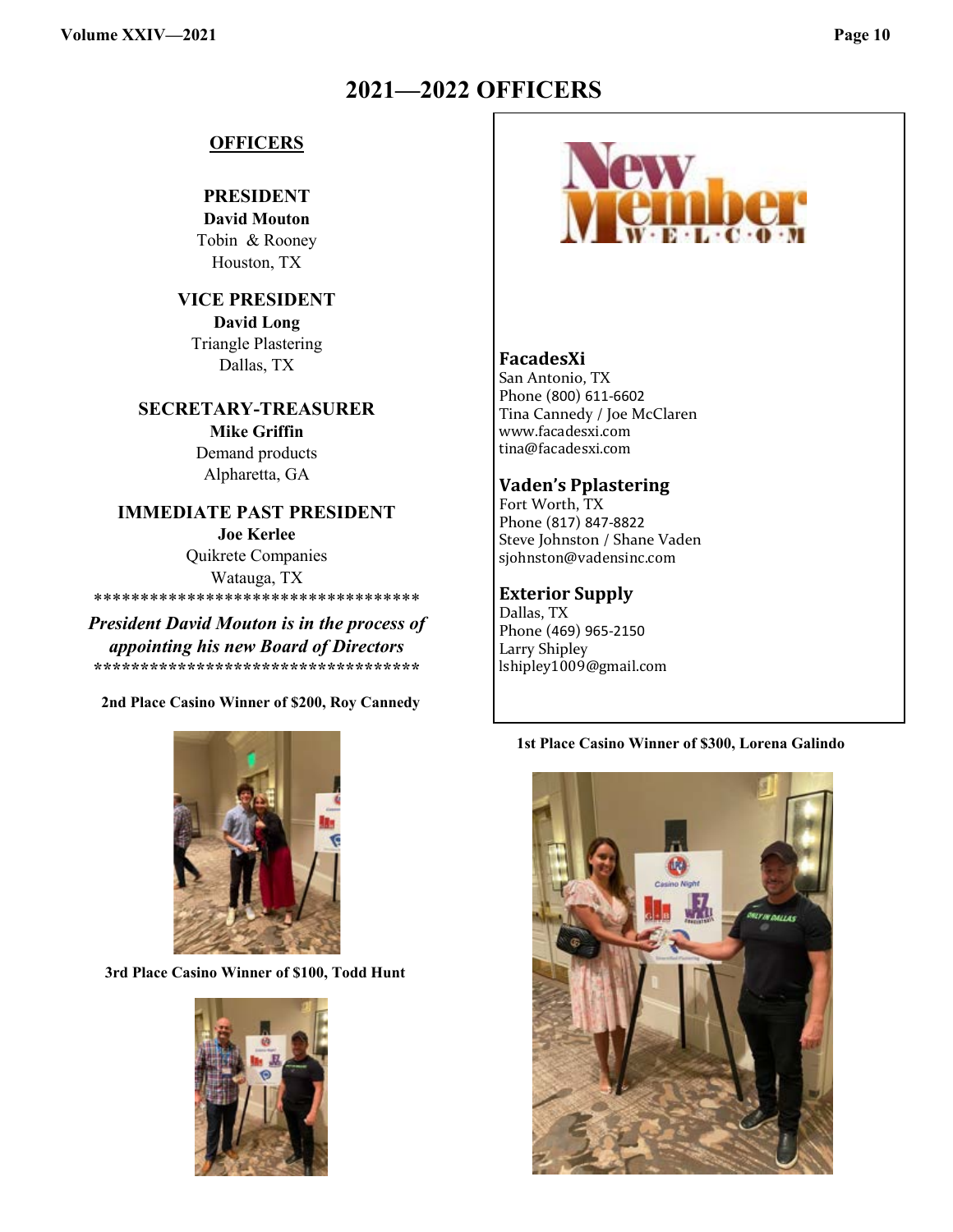# 2021—2022 OFFICERS

## OFFICERS

**PRESIDENT**
**David Mouton**
Tobin & Rooney
Houston, TX

**VICE PRESIDENT**
**David Long**
Triangle Plastering
Dallas, TX

**SECRETARY-TREASURER**
**Mike Griffin**
Demand products
Alpharetta, GA

**IMMEDIATE PAST PRESIDENT**
**Joe Kerlee**
Quikrete Companies
Watauga, TX

***********************************

***President David Mouton is in the process of appointing his new Board of Directors***

***********************************

**2nd Place Casino Winner of $200, Roy Cannedy**

**3rd Place Casino Winner of $100, Todd Hunt**

## New Member WELCOM

**FacadesXi**
San Antonio, TX
Phone (800) 611-6602
Tina Cannedy / Joe McClaren
www.facadesxi.com
tina@facadesxi.com

**Vaden's Pplastering**
Fort Worth, TX
Phone (817) 847-8822
Steve Johnston / Shane Vaden
sjohnston@vadensinc.com

**Exterior Supply**
Dallas, TX
Phone (469) 965-2150
Larry Shipley
lshipley1009@gmail.com

**1st Place Casino Winner of $300, Lorena Galindo**